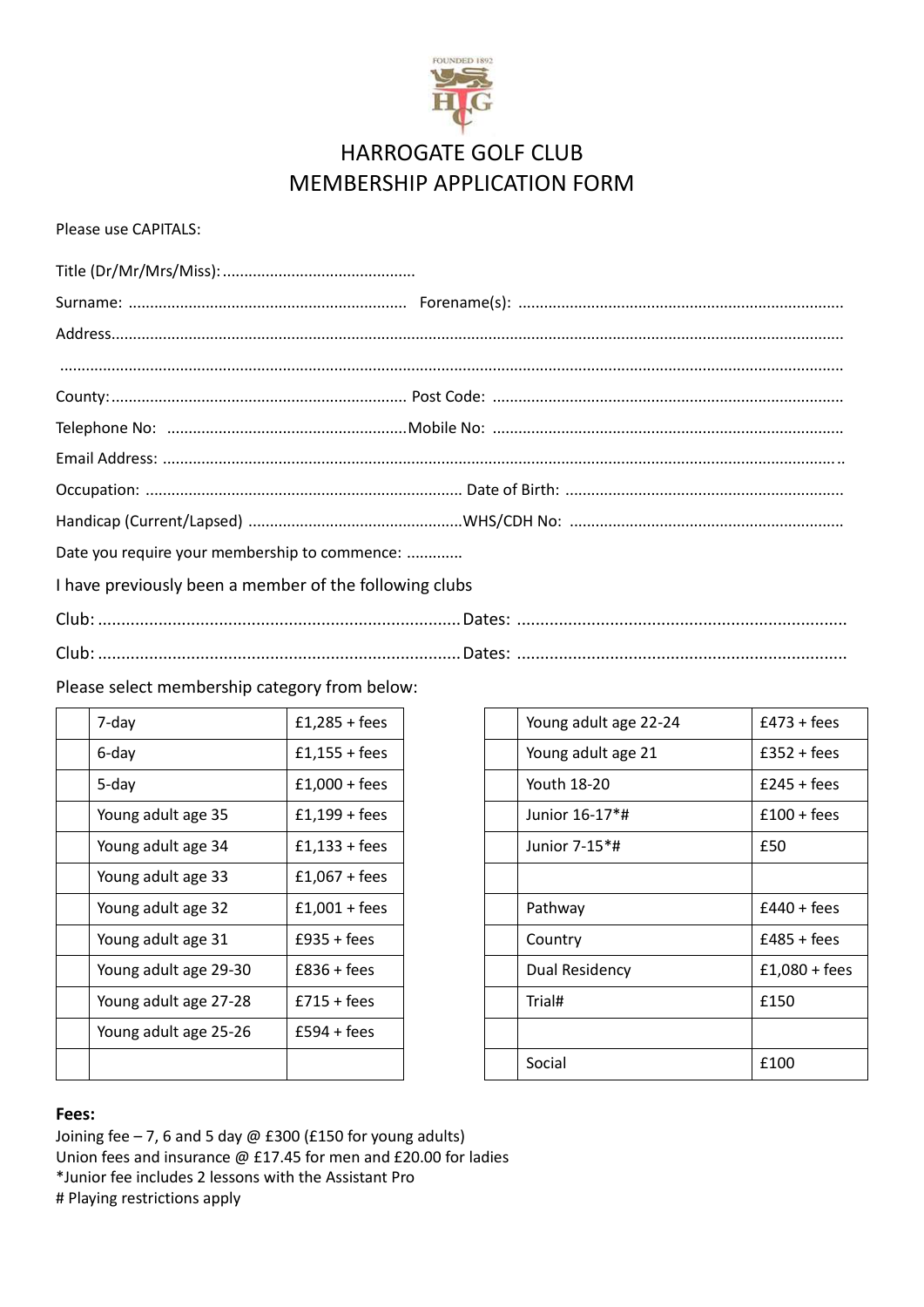FOUNDED 1892

HGC

# HARROGATE GOLF CLUB
# MEMBERSHIP APPLICATION FORM

Please use CAPITALS:

Title (Dr/Mr/Mrs/Miss):.............................................

Surname: ................................................................ Forename(s): ...........................................................................

Address.......................................................................................................................................................

...................................................................................................................................................................

County:.................................................................... Post Code: ................................................................................

Telephone No: .......................................................Mobile No: ................................................................................

Email Address: ...........................................................................................................................................

Occupation: ......................................................................... Date of Birth: ................................................................

Handicap (Current/Lapsed) .................................................WHS/CDH No: ...............................................................

Date you require your membership to commence: .............

I have previously been a member of the following clubs

Club: ..............................................................................Dates: .......................................................................

Club: ..............................................................................Dates: .......................................................................

Please select membership category from below:

| | | |
|---|---|---|
| | 7-day | £1,285 + fees |
| | 6-day | £1,155 + fees |
| | 5-day | £1,000 + fees |
| | Young adult age 35 | £1,199 + fees |
| | Young adult age 34 | £1,133 + fees |
| | Young adult age 33 | £1,067 + fees |
| | Young adult age 32 | £1,001 + fees |
| | Young adult age 31 | £935 + fees |
| | Young adult age 29-30 | £836 + fees |
| | Young adult age 27-28 | £715 + fees |
| | Young adult age 25-26 | £594 + fees |
| | | |

| | | |
|---|---|---|
| | Young adult age 22-24 | £473 + fees |
| | Young adult age 21 | £352 + fees |
| | Youth 18-20 | £245 + fees |
| | Junior 16-17*# | £100 + fees |
| | Junior 7-15*# | £50 |
| | | |
| | Pathway | £440 + fees |
| | Country | £485 + fees |
| | Dual Residency | £1,080 + fees |
| | Trial# | £150 |
| | | |
| | Social | £100 |

**Fees:**

Joining fee – 7, 6 and 5 day @ £300 (£150 for young adults)
Union fees and insurance @ £17.45 for men and £20.00 for ladies
*Junior fee includes 2 lessons with the Assistant Pro
# Playing restrictions apply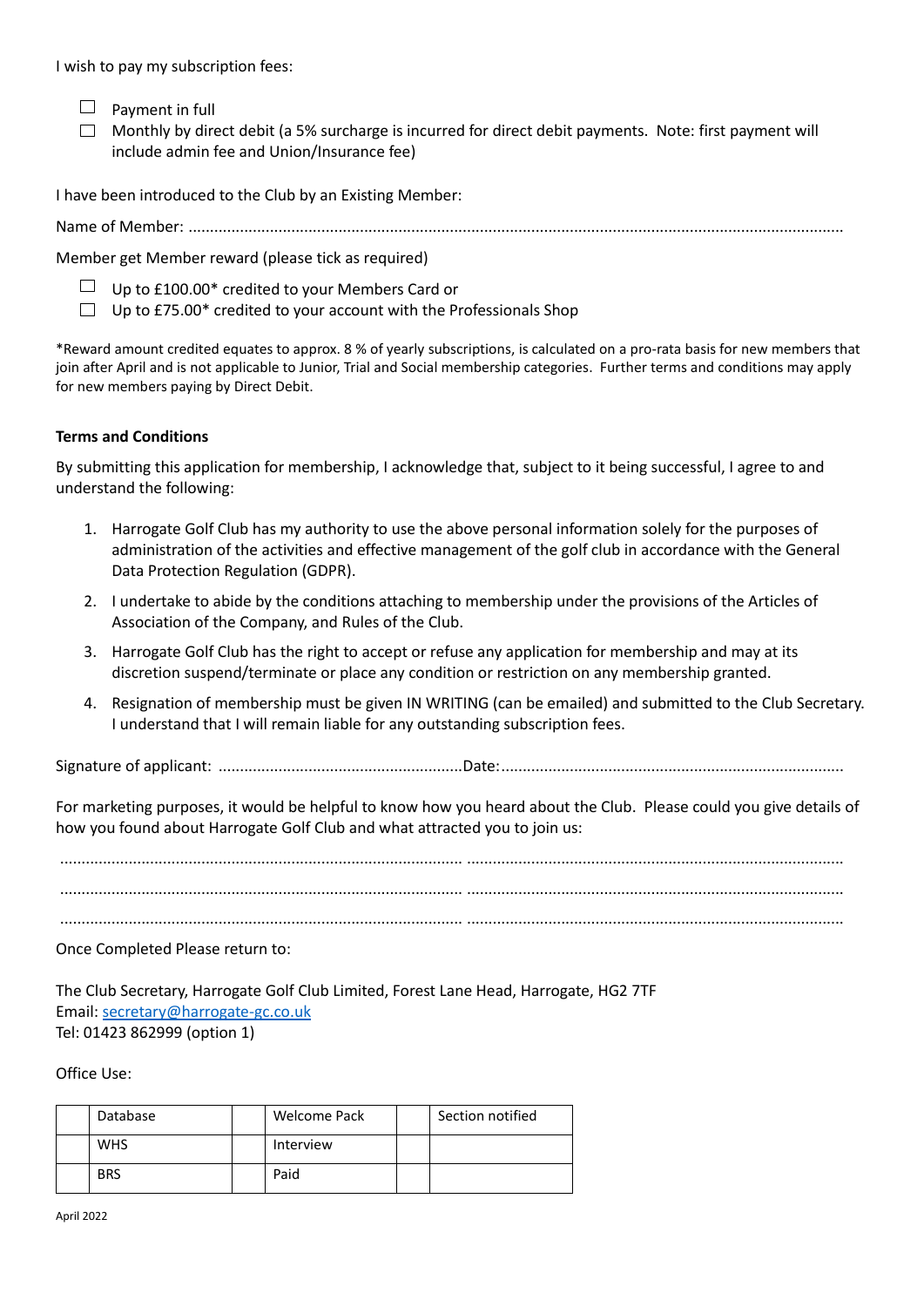I wish to pay my subscription fees:

- ☐ Payment in full
- ☐ Monthly by direct debit (a 5% surcharge is incurred for direct debit payments. Note: first payment will include admin fee and Union/Insurance fee)

I have been introduced to the Club by an Existing Member:

Name of Member: ..........................................................................................................................................

Member get Member reward (please tick as required)

- ☐ Up to £100.00* credited to your Members Card or
- ☐ Up to £75.00* credited to your account with the Professionals Shop

*Reward amount credited equates to approx. 8 % of yearly subscriptions, is calculated on a pro-rata basis for new members that join after April and is not applicable to Junior, Trial and Social membership categories. Further terms and conditions may apply for new members paying by Direct Debit.

**Terms and Conditions**

By submitting this application for membership, I acknowledge that, subject to it being successful, I agree to and understand the following:

1. Harrogate Golf Club has my authority to use the above personal information solely for the purposes of administration of the activities and effective management of the golf club in accordance with the General Data Protection Regulation (GDPR).
2. I undertake to abide by the conditions attaching to membership under the provisions of the Articles of Association of the Company, and Rules of the Club.
3. Harrogate Golf Club has the right to accept or refuse any application for membership and may at its discretion suspend/terminate or place any condition or restriction on any membership granted.
4. Resignation of membership must be given IN WRITING (can be emailed) and submitted to the Club Secretary. I understand that I will remain liable for any outstanding subscription fees.

Signature of applicant: .........................................................Date:...............................................................................

For marketing purposes, it would be helpful to know how you heard about the Club. Please could you give details of how you found about Harrogate Golf Club and what attracted you to join us:

..............................................................................................................................................................................

..............................................................................................................................................................................

..............................................................................................................................................................................

Once Completed Please return to:

The Club Secretary, Harrogate Golf Club Limited, Forest Lane Head, Harrogate, HG2 7TF
Email: secretary@harrogate-gc.co.uk
Tel: 01423 862999 (option 1)

Office Use:

| | | | | | |
|---|---|---|---|---|---|
| | Database | | Welcome Pack | | Section notified |
| | WHS | | Interview | | |
| | BRS | | Paid | | |

April 2022